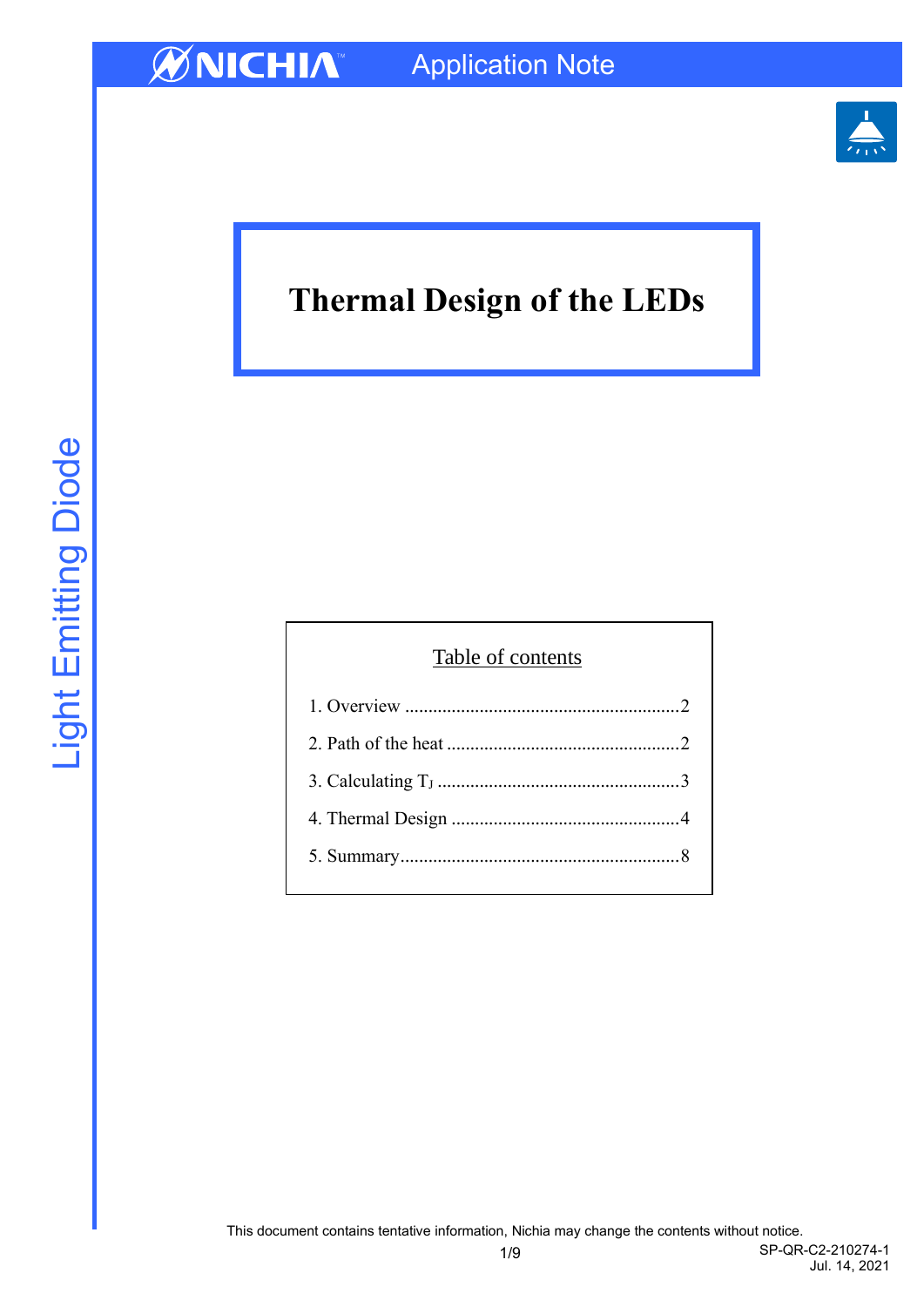# Thermal Design of the LEDs

Table of contents

1. Overview ............................................................2
2. Path of the heat ..................................................2
3. Calculating $T_J$ ....................................................3
4. Thermal Design .................................................4
5. Summary............................................................8

This document contains tentative information, Nichia may change the contents without notice.

SP-QR-C2-210274-1
Jul. 14, 2021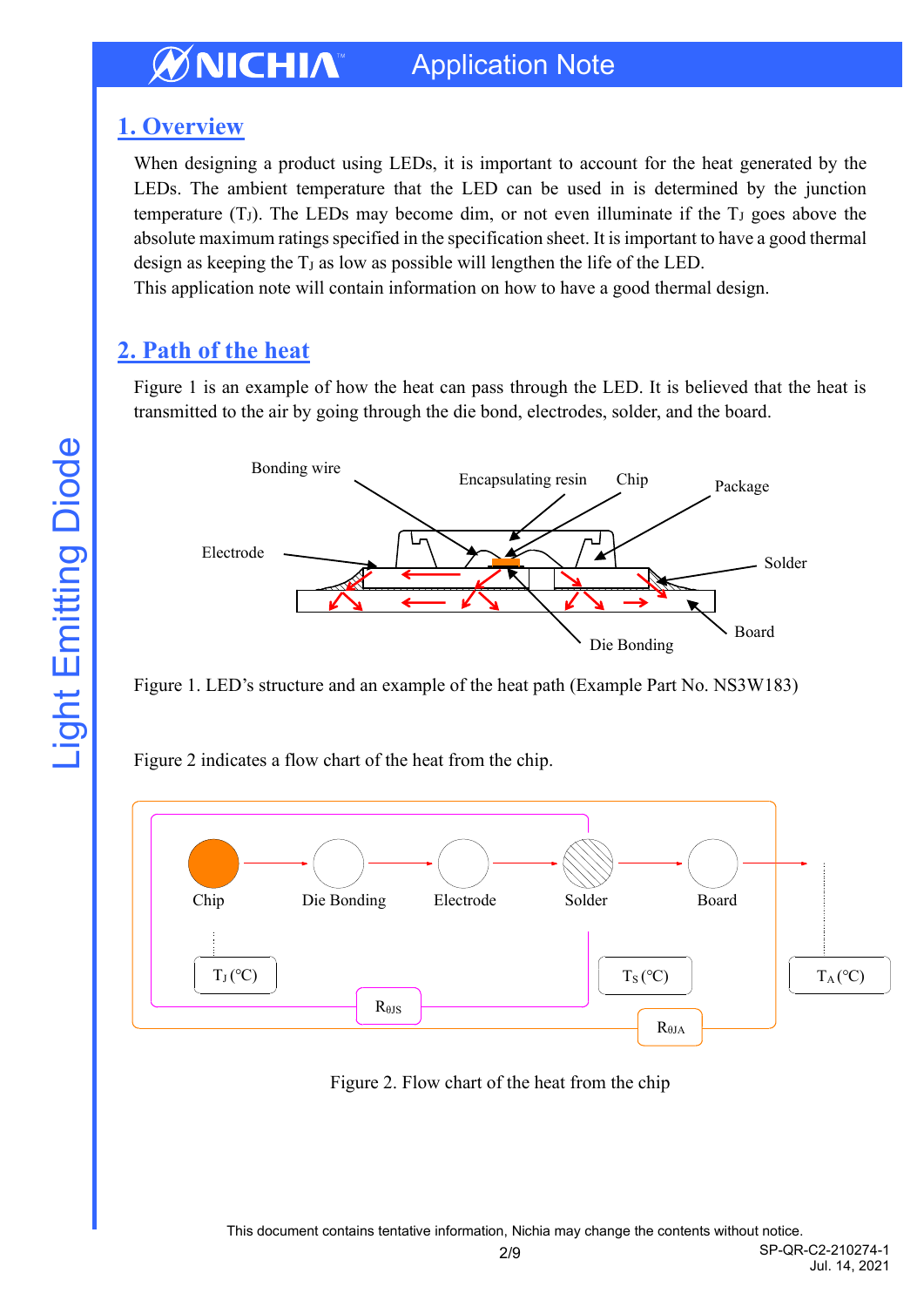## 1. Overview

When designing a product using LEDs, it is important to account for the heat generated by the LEDs. The ambient temperature that the LED can be used in is determined by the junction temperature ($T_J$). The LEDs may become dim, or not even illuminate if the $T_J$ goes above the absolute maximum ratings specified in the specification sheet. It is important to have a good thermal design as keeping the $T_J$ as low as possible will lengthen the life of the LED.
This application note will contain information on how to have a good thermal design.

## 2. Path of the heat

Figure 1 is an example of how the heat can pass through the LED. It is believed that the heat is transmitted to the air by going through the die bond, electrodes, solder, and the board.

Figure 1. LED's structure and an example of the heat path (Example Part No. NS3W183)

Figure 2 indicates a flow chart of the heat from the chip.

Figure 2. Flow chart of the heat from the chip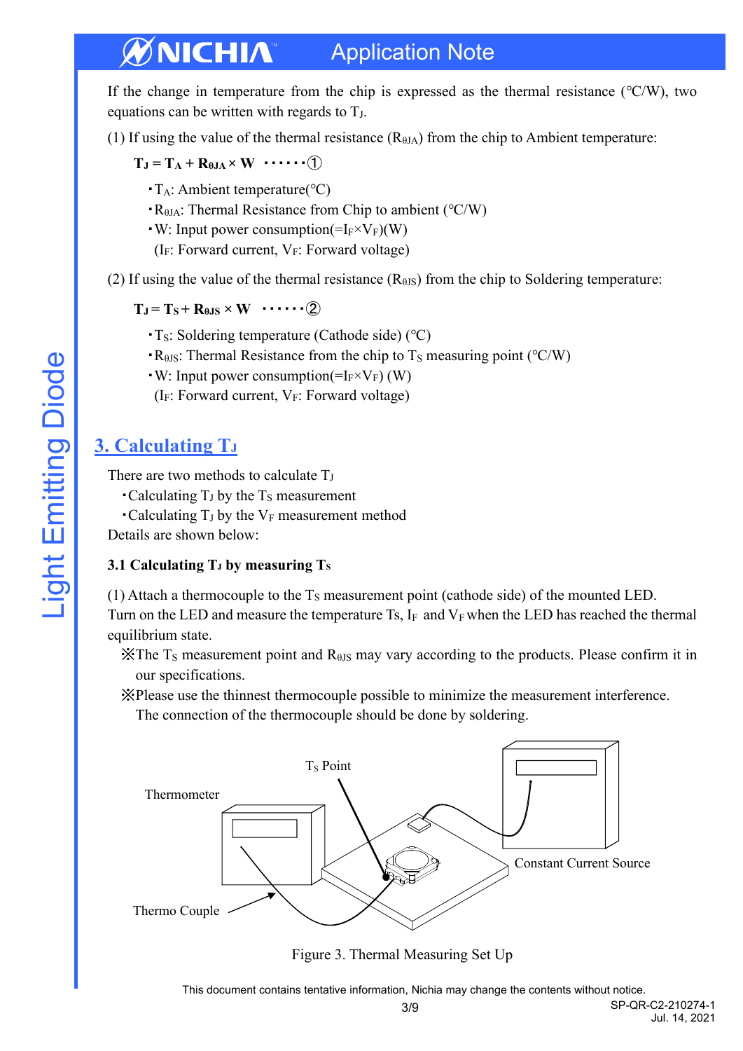If the change in temperature from the chip is expressed as the thermal resistance (°C/W), two equations can be written with regards to $T_J$.

(1) If using the value of the thermal resistance ($R_{\theta JA}$) from the chip to Ambient temperature:

$$T_J = T_A + R_{\theta JA} \times W \quad \cdots\cdots①$$

- $T_A$: Ambient temperature(°C)
- $R_{\theta JA}$: Thermal Resistance from Chip to ambient (°C/W)
- W: Input power consumption(=$I_F \times V_F$)(W)
  ($I_F$: Forward current, $V_F$: Forward voltage)

(2) If using the value of the thermal resistance ($R_{\theta JS}$) from the chip to Soldering temperature:

$$T_J = T_S + R_{\theta JS} \times W \quad \cdots\cdots②$$

- $T_S$: Soldering temperature (Cathode side) (°C)
- $R_{\theta JS}$: Thermal Resistance from the chip to $T_S$ measuring point (°C/W)
- W: Input power consumption(=$I_F \times V_F$) (W)
  ($I_F$: Forward current, $V_F$: Forward voltage)

## 3. Calculating $T_J$

There are two methods to calculate $T_J$

- Calculating $T_J$ by the $T_S$ measurement
- Calculating $T_J$ by the $V_F$ measurement method

Details are shown below:

### 3.1 Calculating $T_J$ by measuring $T_S$

(1) Attach a thermocouple to the $T_S$ measurement point (cathode side) of the mounted LED.
Turn on the LED and measure the temperature Ts, $I_F$ and $V_F$ when the LED has reached the thermal equilibrium state.

※The $T_S$ measurement point and $R_{\theta JS}$ may vary according to the products. Please confirm it in our specifications.

※Please use the thinnest thermocouple possible to minimize the measurement interference.
The connection of the thermocouple should be done by soldering.

Figure 3. Thermal Measuring Set Up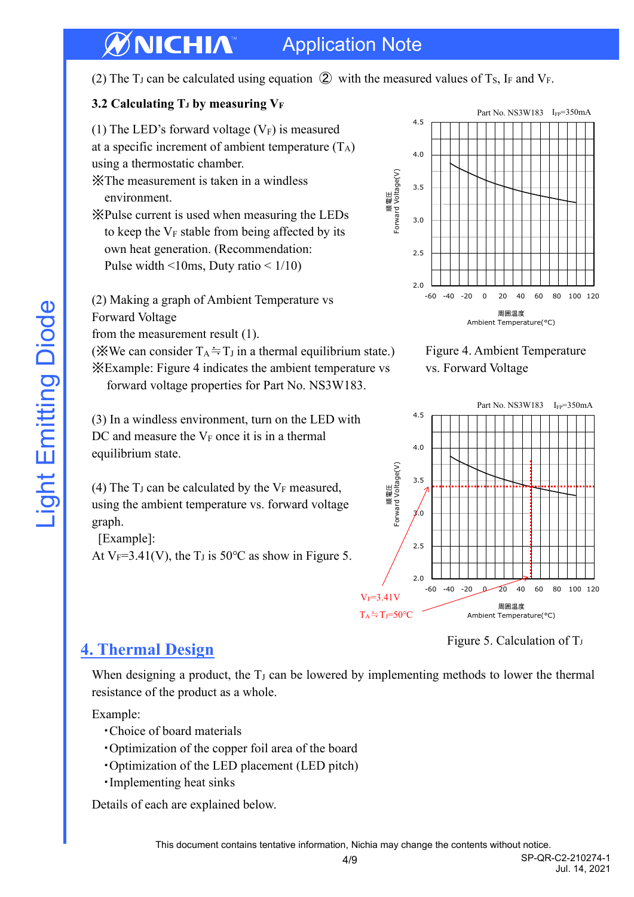(2) The $T_J$ can be calculated using equation ② with the measured values of $T_S$, $I_F$ and $V_F$.

### 3.2 Calculating $T_J$ by measuring $V_F$

(1) The LED's forward voltage ($V_F$) is measured at a specific increment of ambient temperature ($T_A$) using a thermostatic chamber.

※The measurement is taken in a windless environment.

※Pulse current is used when measuring the LEDs to keep the $V_F$ stable from being affected by its own heat generation. (Recommendation: Pulse width <10ms, Duty ratio < 1/10)

(2) Making a graph of Ambient Temperature vs Forward Voltage from the measurement result (1).

(※We can consider $T_A \fallingdotseq T_J$ in a thermal equilibrium state.)

※Example: Figure 4 indicates the ambient temperature vs forward voltage properties for Part No. NS3W183.

Figure 4. Ambient Temperature vs. Forward Voltage

(3) In a windless environment, turn on the LED with DC and measure the $V_F$ once it is in a thermal equilibrium state.

(4) The $T_J$ can be calculated by the $V_F$ measured, using the ambient temperature vs. forward voltage graph.

[Example]:

At $V_F$=3.41(V), the $T_J$ is 50°C as show in Figure 5.

Figure 5. Calculation of $T_J$

## 4. Thermal Design

When designing a product, the $T_J$ can be lowered by implementing methods to lower the thermal resistance of the product as a whole.

Example:

- Choice of board materials
- Optimization of the copper foil area of the board
- Optimization of the LED placement (LED pitch)
- Implementing heat sinks

Details of each are explained below.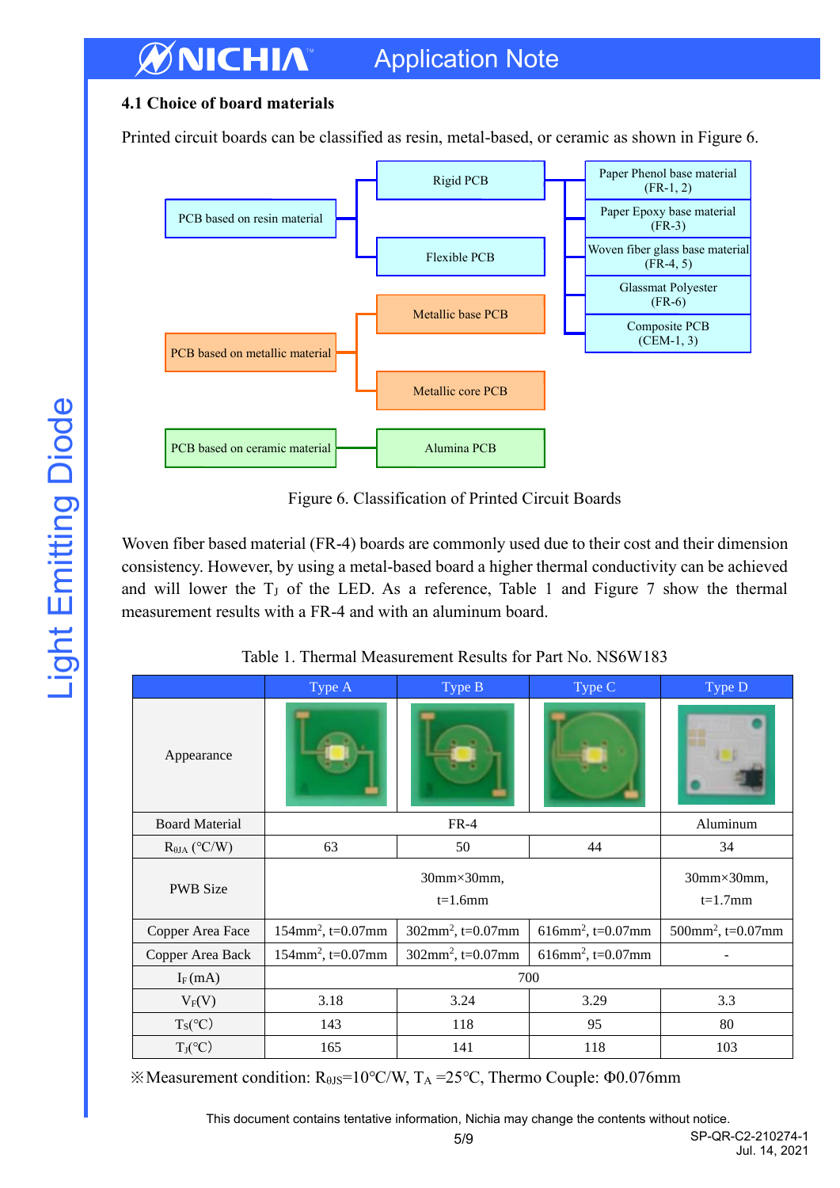### 4.1 Choice of board materials

Printed circuit boards can be classified as resin, metal-based, or ceramic as shown in Figure 6.

- PCB based on resin material
  - Rigid PCB
    - Paper Phenol base material (FR-1, 2)
    - Paper Epoxy base material (FR-3)
    - Woven fiber glass base material (FR-4, 5)
    - Glassmat Polyester (FR-6)
    - Composite PCB (CEM-1, 3)
  - Flexible PCB
- PCB based on metallic material
  - Metallic base PCB
  - Metallic core PCB
- PCB based on ceramic material
  - Alumina PCB

Figure 6. Classification of Printed Circuit Boards

Woven fiber based material (FR-4) boards are commonly used due to their cost and their dimension consistency. However, by using a metal-based board a higher thermal conductivity can be achieved and will lower the $T_J$ of the LED. As a reference, Table 1 and Figure 7 show the thermal measurement results with a FR-4 and with an aluminum board.

Table 1. Thermal Measurement Results for Part No. NS6W183

| | Type A | Type B | Type C | Type D |
|---|---|---|---|---|
| Appearance | | | | |
| Board Material | FR-4 | | | Aluminum |
| $R_{\theta JA}$ (°C/W) | 63 | 50 | 44 | 34 |
| PWB Size | 30mm×30mm, t=1.6mm | | | 30mm×30mm, t=1.7mm |
| Copper Area Face | 154mm$^2$, t=0.07mm | 302mm$^2$, t=0.07mm | 616mm$^2$, t=0.07mm | 500mm$^2$, t=0.07mm |
| Copper Area Back | 154mm$^2$, t=0.07mm | 302mm$^2$, t=0.07mm | 616mm$^2$, t=0.07mm | - |
| $I_F$ (mA) | 700 | | | |
| $V_F$(V) | 3.18 | 3.24 | 3.29 | 3.3 |
| $T_S$(°C) | 143 | 118 | 95 | 80 |
| $T_J$(°C) | 165 | 141 | 118 | 103 |

※Measurement condition: $R_{\theta JS}$=10°C/W, $T_A$ =25°C, Thermo Couple: Φ0.076mm

This document contains tentative information, Nichia may change the contents without notice.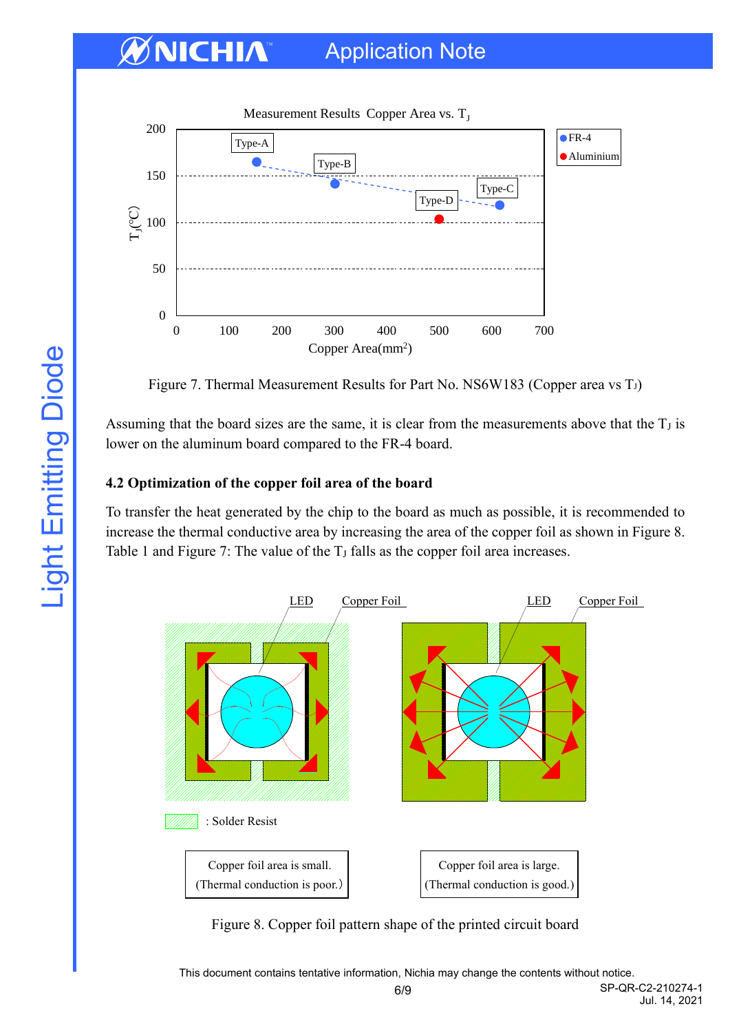Figure 7. Thermal Measurement Results for Part No. NS6W183 (Copper area vs $T_J$)

Assuming that the board sizes are the same, it is clear from the measurements above that the $T_J$ is lower on the aluminum board compared to the FR-4 board.

### 4.2 Optimization of the copper foil area of the board

To transfer the heat generated by the chip to the board as much as possible, it is recommended to increase the thermal conductive area by increasing the area of the copper foil as shown in Figure 8. Table 1 and Figure 7: The value of the $T_J$ falls as the copper foil area increases.

Figure 8. Copper foil pattern shape of the printed circuit board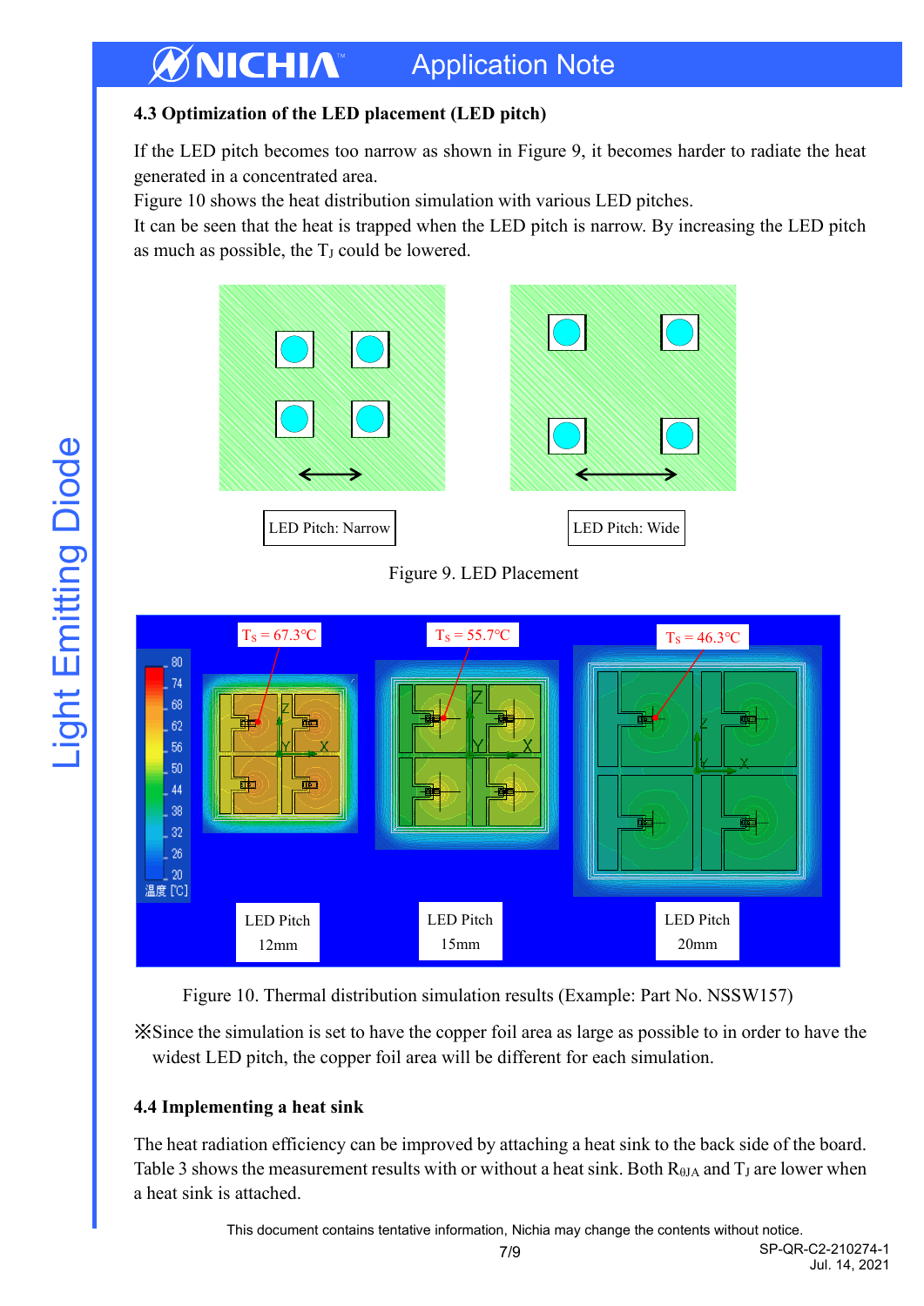### 4.3 Optimization of the LED placement (LED pitch)

If the LED pitch becomes too narrow as shown in Figure 9, it becomes harder to radiate the heat generated in a concentrated area.
Figure 10 shows the heat distribution simulation with various LED pitches.
It can be seen that the heat is trapped when the LED pitch is narrow. By increasing the LED pitch as much as possible, the $T_J$ could be lowered.

LED Pitch: Narrow

LED Pitch: Wide

Figure 9. LED Placement

$T_S$ = 67.3°C

$T_S$ = 55.7°C

$T_S$ = 46.3°C

LED Pitch 12mm

LED Pitch 15mm

LED Pitch 20mm

Figure 10. Thermal distribution simulation results (Example: Part No. NSSW157)

※Since the simulation is set to have the copper foil area as large as possible to in order to have the widest LED pitch, the copper foil area will be different for each simulation.

### 4.4 Implementing a heat sink

The heat radiation efficiency can be improved by attaching a heat sink to the back side of the board. Table 3 shows the measurement results with or without a heat sink. Both $R_{\theta JA}$ and $T_J$ are lower when a heat sink is attached.

This document contains tentative information, Nichia may change the contents without notice.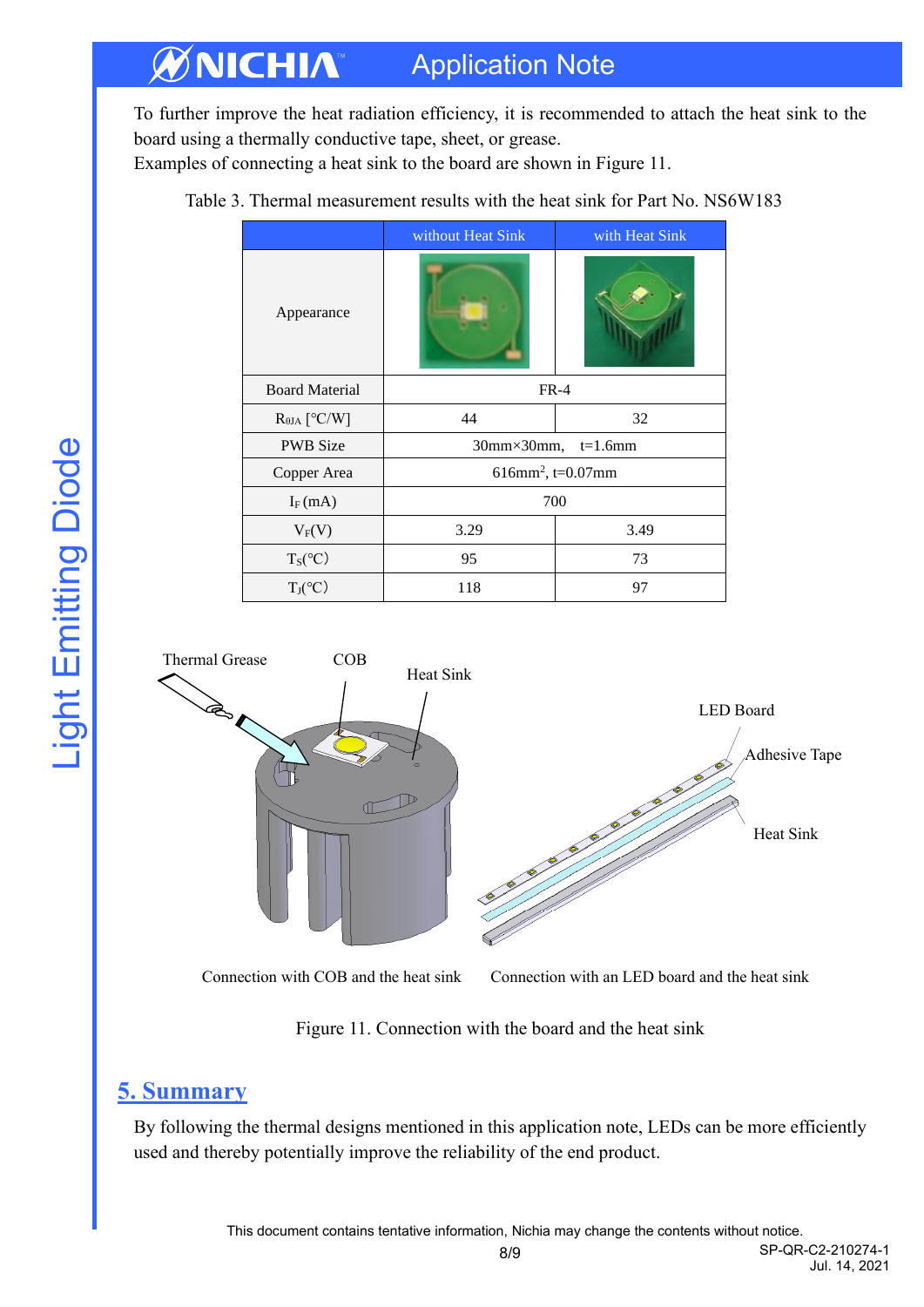To further improve the heat radiation efficiency, it is recommended to attach the heat sink to the board using a thermally conductive tape, sheet, or grease.
Examples of connecting a heat sink to the board are shown in Figure 11.

Table 3. Thermal measurement results with the heat sink for Part No. NS6W183

| | without Heat Sink | with Heat Sink |
|---|---|---|
| Appearance | | |
| Board Material | FR-4 | |
| $R_{\theta JA}$ [°C/W] | 44 | 32 |
| PWB Size | 30mm×30mm, t=1.6mm | |
| Copper Area | 616mm$^2$, t=0.07mm | |
| $I_F$ (mA) | 700 | |
| $V_F$(V) | 3.29 | 3.49 |
| $T_S$(°C) | 95 | 73 |
| $T_J$(°C) | 118 | 97 |

Thermal Grease | COB | Heat Sink | LED Board | Adhesive Tape | Heat Sink

Connection with COB and the heat sink | Connection with an LED board and the heat sink

Figure 11. Connection with the board and the heat sink

## 5. Summary

By following the thermal designs mentioned in this application note, LEDs can be more efficiently used and thereby potentially improve the reliability of the end product.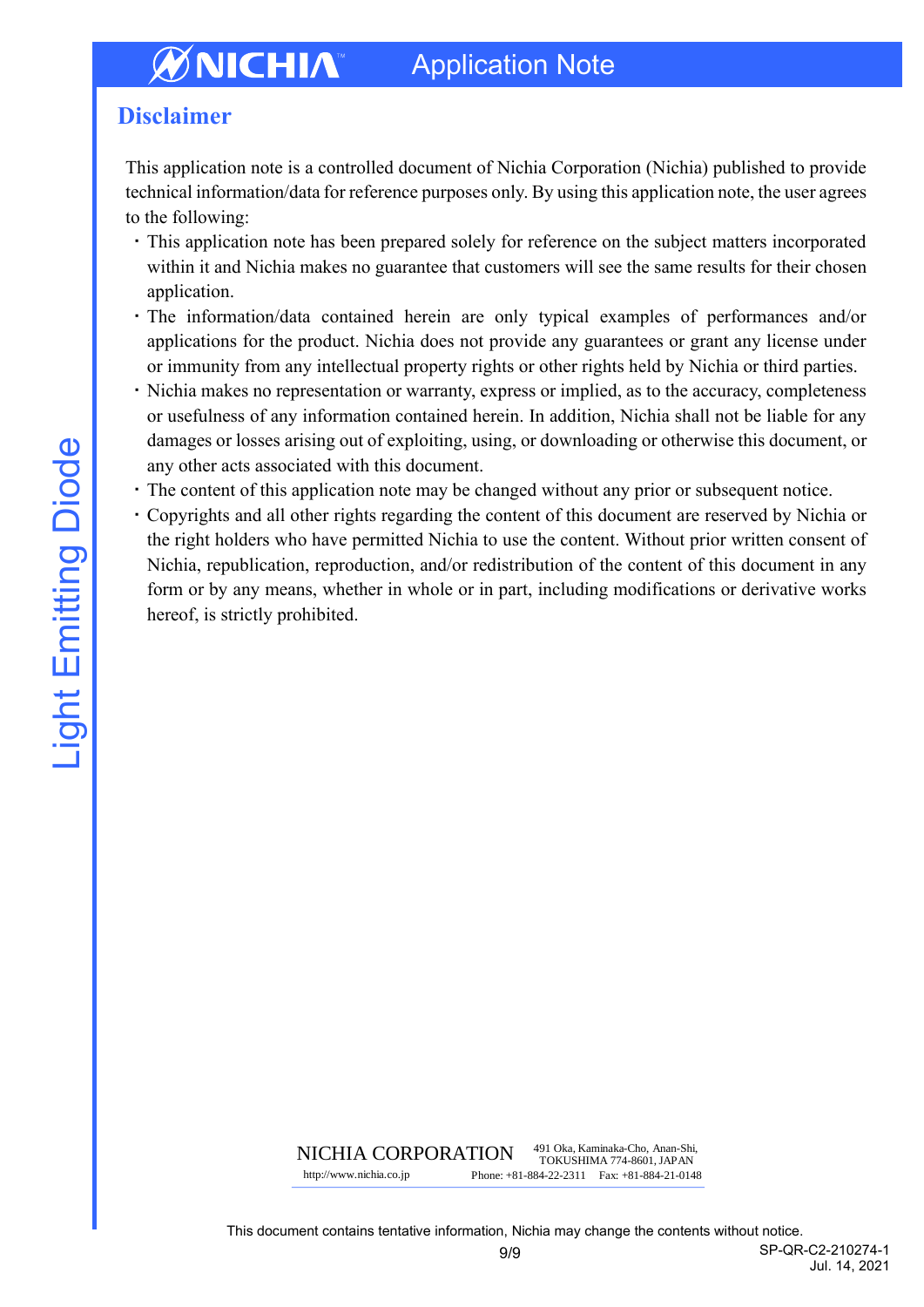## Disclaimer

This application note is a controlled document of Nichia Corporation (Nichia) published to provide technical information/data for reference purposes only. By using this application note, the user agrees to the following:

- This application note has been prepared solely for reference on the subject matters incorporated within it and Nichia makes no guarantee that customers will see the same results for their chosen application.
- The information/data contained herein are only typical examples of performances and/or applications for the product. Nichia does not provide any guarantees or grant any license under or immunity from any intellectual property rights or other rights held by Nichia or third parties.
- Nichia makes no representation or warranty, express or implied, as to the accuracy, completeness or usefulness of any information contained herein. In addition, Nichia shall not be liable for any damages or losses arising out of exploiting, using, or downloading or otherwise this document, or any other acts associated with this document.
- The content of this application note may be changed without any prior or subsequent notice.
- Copyrights and all other rights regarding the content of this document are reserved by Nichia or the right holders who have permitted Nichia to use the content. Without prior written consent of Nichia, republication, reproduction, and/or redistribution of the content of this document in any form or by any means, whether in whole or in part, including modifications or derivative works hereof, is strictly prohibited.

NICHIA CORPORATION
491 Oka, Kaminaka-Cho, Anan-Shi, TOKUSHIMA 774-8601, JAPAN
http://www.nichia.co.jp
Phone: +81-884-22-2311 Fax: +81-884-21-0148